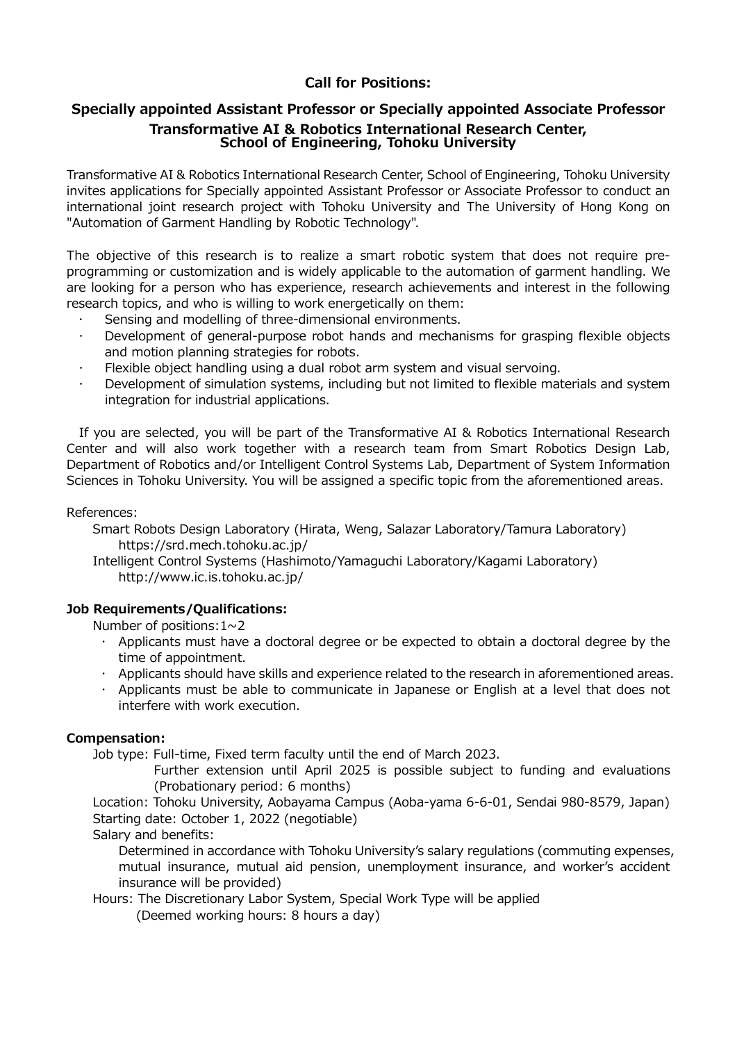# Call for Positions:

## Specially appointed Assistant Professor or Specially appointed Associate Professor
## Transformative AI & Robotics International Research Center, School of Engineering, Tohoku University

Transformative AI & Robotics International Research Center, School of Engineering, Tohoku University invites applications for Specially appointed Assistant Professor or Associate Professor to conduct an international joint research project with Tohoku University and The University of Hong Kong on "Automation of Garment Handling by Robotic Technology".

The objective of this research is to realize a smart robotic system that does not require pre-programming or customization and is widely applicable to the automation of garment handling. We are looking for a person who has experience, research achievements and interest in the following research topics, and who is willing to work energetically on them:

- Sensing and modelling of three-dimensional environments.
- Development of general-purpose robot hands and mechanisms for grasping flexible objects and motion planning strategies for robots.
- Flexible object handling using a dual robot arm system and visual servoing.
- Development of simulation systems, including but not limited to flexible materials and system integration for industrial applications.

If you are selected, you will be part of the Transformative AI & Robotics International Research Center and will also work together with a research team from Smart Robotics Design Lab, Department of Robotics and/or Intelligent Control Systems Lab, Department of System Information Sciences in Tohoku University. You will be assigned a specific topic from the aforementioned areas.

References:

Smart Robots Design Laboratory (Hirata, Weng, Salazar Laboratory/Tamura Laboratory)
https://srd.mech.tohoku.ac.jp/

Intelligent Control Systems (Hashimoto/Yamaguchi Laboratory/Kagami Laboratory)
http://www.ic.is.tohoku.ac.jp/

### Job Requirements/Qualifications:

Number of positions:1~2

- Applicants must have a doctoral degree or be expected to obtain a doctoral degree by the time of appointment.
- Applicants should have skills and experience related to the research in aforementioned areas.
- Applicants must be able to communicate in Japanese or English at a level that does not interfere with work execution.

### Compensation:

Job type: Full-time, Fixed term faculty until the end of March 2023.
Further extension until April 2025 is possible subject to funding and evaluations (Probationary period: 6 months)

Location: Tohoku University, Aobayama Campus (Aoba-yama 6-6-01, Sendai 980-8579, Japan)

Starting date: October 1, 2022 (negotiable)

Salary and benefits:
Determined in accordance with Tohoku University's salary regulations (commuting expenses, mutual insurance, mutual aid pension, unemployment insurance, and worker's accident insurance will be provided)

Hours: The Discretionary Labor System, Special Work Type will be applied
(Deemed working hours: 8 hours a day)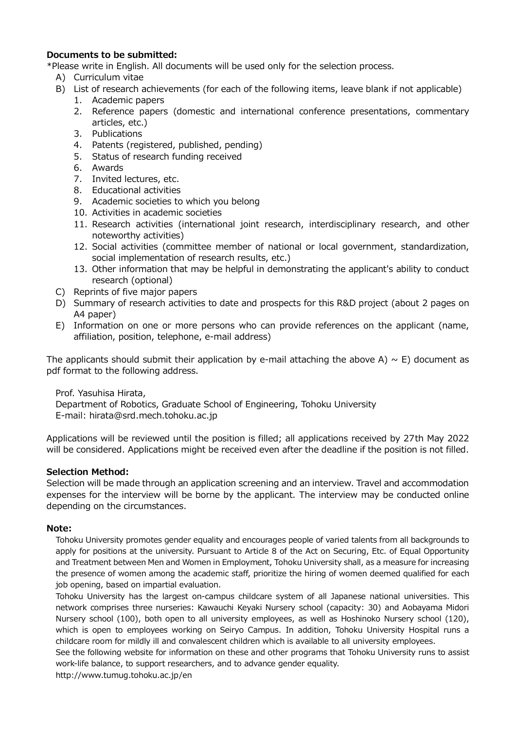**Documents to be submitted:**

*Please write in English. All documents will be used only for the selection process.

A) Curriculum vitae
B) List of research achievements (for each of the following items, leave blank if not applicable)
   1. Academic papers
   2. Reference papers (domestic and international conference presentations, commentary articles, etc.)
   3. Publications
   4. Patents (registered, published, pending)
   5. Status of research funding received
   6. Awards
   7. Invited lectures, etc.
   8. Educational activities
   9. Academic societies to which you belong
   10. Activities in academic societies
   11. Research activities (international joint research, interdisciplinary research, and other noteworthy activities)
   12. Social activities (committee member of national or local government, standardization, social implementation of research results, etc.)
   13. Other information that may be helpful in demonstrating the applicant's ability to conduct research (optional)
C) Reprints of five major papers
D) Summary of research activities to date and prospects for this R&D project (about 2 pages on A4 paper)
E) Information on one or more persons who can provide references on the applicant (name, affiliation, position, telephone, e-mail address)

The applicants should submit their application by e-mail attaching the above A) ~ E) document as pdf format to the following address.

Prof. Yasuhisa Hirata,
Department of Robotics, Graduate School of Engineering, Tohoku University
E-mail: hirata@srd.mech.tohoku.ac.jp

Applications will be reviewed until the position is filled; all applications received by 27th May 2022 will be considered. Applications might be received even after the deadline if the position is not filled.

**Selection Method:**

Selection will be made through an application screening and an interview. Travel and accommodation expenses for the interview will be borne by the applicant. The interview may be conducted online depending on the circumstances.

**Note:**

Tohoku University promotes gender equality and encourages people of varied talents from all backgrounds to apply for positions at the university. Pursuant to Article 8 of the Act on Securing, Etc. of Equal Opportunity and Treatment between Men and Women in Employment, Tohoku University shall, as a measure for increasing the presence of women among the academic staff, prioritize the hiring of women deemed qualified for each job opening, based on impartial evaluation.

Tohoku University has the largest on-campus childcare system of all Japanese national universities. This network comprises three nurseries: Kawauchi Keyaki Nursery school (capacity: 30) and Aobayama Midori Nursery school (100), both open to all university employees, as well as Hoshinoko Nursery school (120), which is open to employees working on Seiryo Campus. In addition, Tohoku University Hospital runs a childcare room for mildly ill and convalescent children which is available to all university employees.

See the following website for information on these and other programs that Tohoku University runs to assist work-life balance, to support researchers, and to advance gender equality.

http://www.tumug.tohoku.ac.jp/en